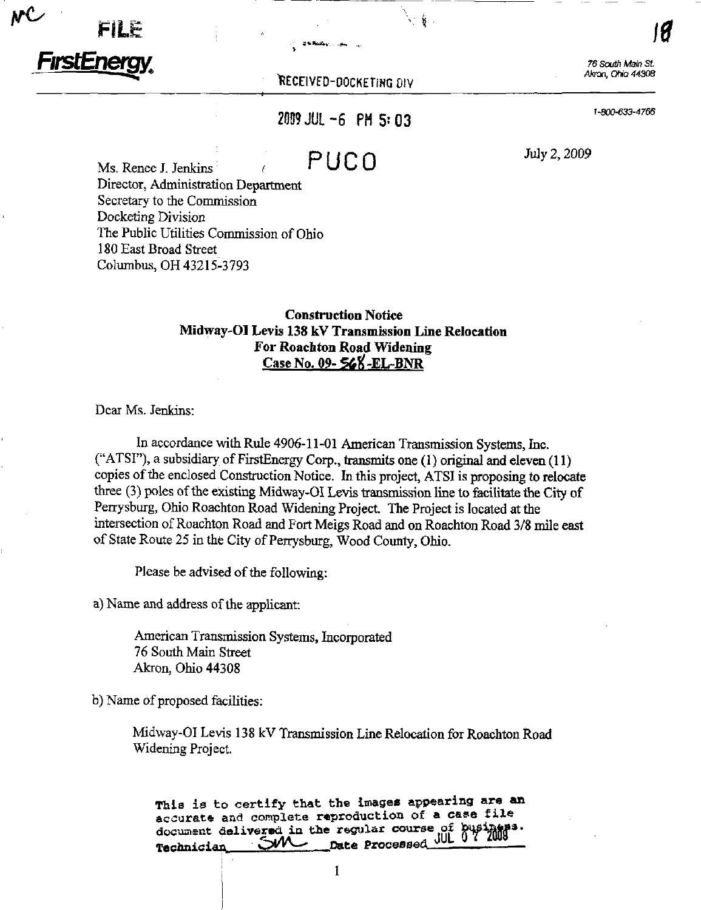NC

FILE

FirstEnergy.

RECEIVED-DOCKETING DIV

2009 JUL -6 PM 5:03

PUCO

76 South Main St.
Akron, Ohio 44308

1-800-633-4766

July 2, 2009

Ms. Renee J. Jenkins
Director, Administration Department
Secretary to the Commission
Docketing Division
The Public Utilities Commission of Ohio
180 East Broad Street
Columbus, OH 43215-3793

**Construction Notice**
**Midway-OI Levis 138 kV Transmission Line Relocation**
**For Roachton Road Widening**
**Case No. 09- 568 -EL-BNR**

Dear Ms. Jenkins:

In accordance with Rule 4906-11-01 American Transmission Systems, Inc. ("ATSI"), a subsidiary of FirstEnergy Corp., transmits one (1) original and eleven (11) copies of the enclosed Construction Notice. In this project, ATSI is proposing to relocate three (3) poles of the existing Midway-OI Levis transmission line to facilitate the City of Perrysburg, Ohio Roachton Road Widening Project. The Project is located at the intersection of Roachton Road and Fort Meigs Road and on Roachton Road 3/8 mile east of State Route 25 in the City of Perrysburg, Wood County, Ohio.

Please be advised of the following:

a) Name and address of the applicant:

> American Transmission Systems, Incorporated
> 76 South Main Street
> Akron, Ohio 44308

b) Name of proposed facilities:

> Midway-OI Levis 138 kV Transmission Line Relocation for Roachton Road Widening Project.

This is to certify that the images appearing are an accurate and complete reproduction of a case file document delivered in the regular course of business.
Technician SM Date Processed JUL 07 2009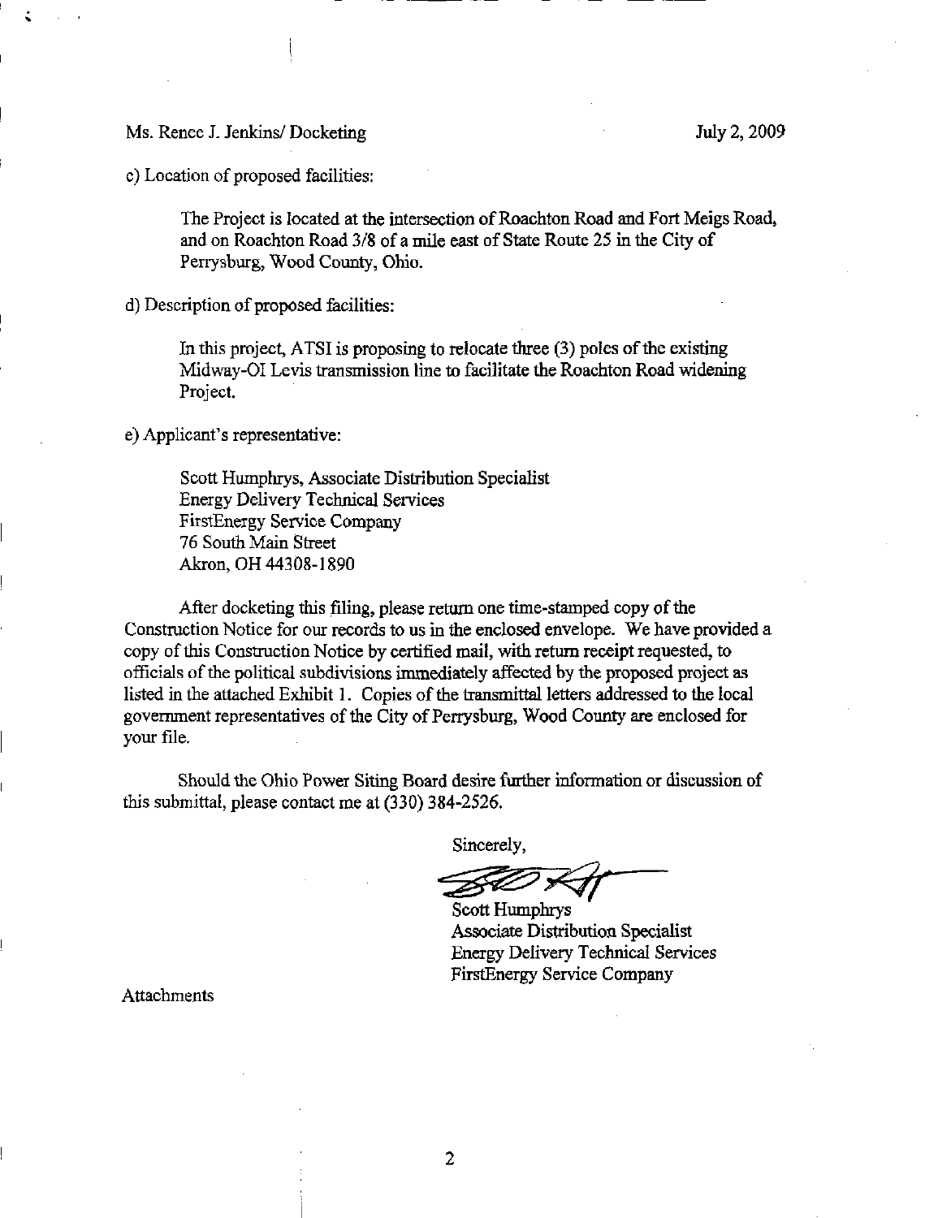Ms. Renee J. Jenkins/ Docketing July 2, 2009

c) Location of proposed facilities:

> The Project is located at the intersection of Roachton Road and Fort Meigs Road, and on Roachton Road 3/8 of a mile east of State Route 25 in the City of Perrysburg, Wood County, Ohio.

d) Description of proposed facilities:

> In this project, ATSI is proposing to relocate three (3) poles of the existing Midway-OI Levis transmission line to facilitate the Roachton Road widening Project.

e) Applicant's representative:

> Scott Humphrys, Associate Distribution Specialist
> Energy Delivery Technical Services
> FirstEnergy Service Company
> 76 South Main Street
> Akron, OH 44308-1890

After docketing this filing, please return one time-stamped copy of the Construction Notice for our records to us in the enclosed envelope. We have provided a copy of this Construction Notice by certified mail, with return receipt requested, to officials of the political subdivisions immediately affected by the proposed project as listed in the attached Exhibit 1. Copies of the transmittal letters addressed to the local government representatives of the City of Perrysburg, Wood County are enclosed for your file.

Should the Ohio Power Siting Board desire further information or discussion of this submittal, please contact me at (330) 384-2526.

Sincerely,

Scott Humphrys
Associate Distribution Specialist
Energy Delivery Technical Services
FirstEnergy Service Company

Attachments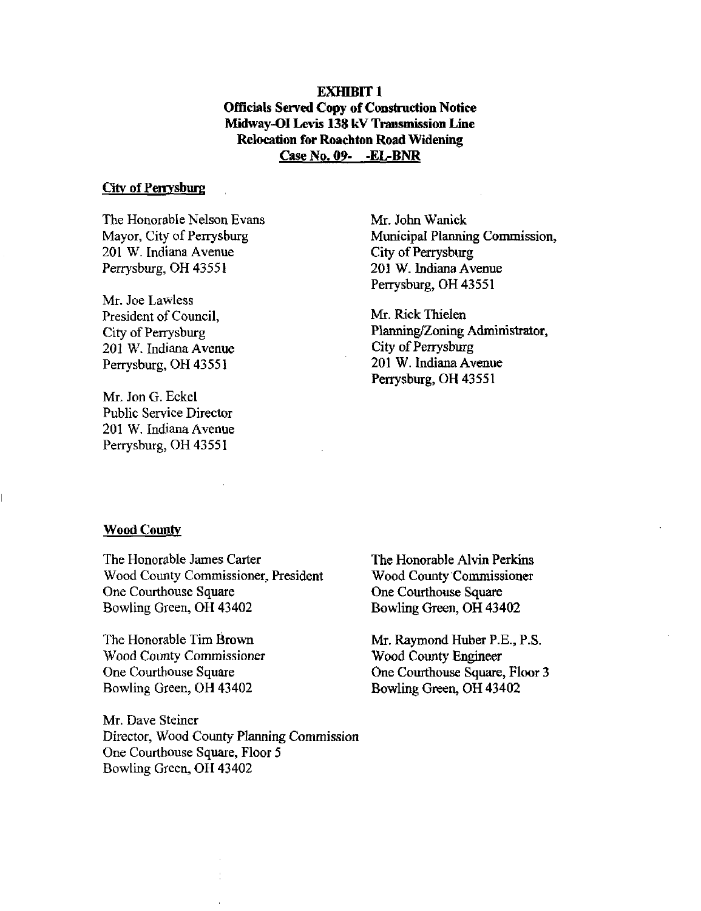**EXHIBIT 1**
**Officials Served Copy of Construction Notice**
**Midway-OI Levis 138 kV Transmission Line**
**Relocation for Roachton Road Widening**
**Case No. 09- -EL-BNR**

**City of Perrysburg**

The Honorable Nelson Evans
Mayor, City of Perrysburg
201 W. Indiana Avenue
Perrysburg, OH 43551

Mr. Joe Lawless
President of Council,
City of Perrysburg
201 W. Indiana Avenue
Perrysburg, OH 43551

Mr. Jon G. Eckel
Public Service Director
201 W. Indiana Avenue
Perrysburg, OH 43551

Mr. John Wanick
Municipal Planning Commission,
City of Perrysburg
201 W. Indiana Avenue
Perrysburg, OH 43551

Mr. Rick Thielen
Planning/Zoning Administrator,
City of Perrysburg
201 W. Indiana Avenue
Perrysburg, OH 43551

**Wood County**

The Honorable James Carter
Wood County Commissioner, President
One Courthouse Square
Bowling Green, OH 43402

The Honorable Tim Brown
Wood County Commissioner
One Courthouse Square
Bowling Green, OH 43402

Mr. Dave Steiner
Director, Wood County Planning Commission
One Courthouse Square, Floor 5
Bowling Green, OH 43402

The Honorable Alvin Perkins
Wood County Commissioner
One Courthouse Square
Bowling Green, OH 43402

Mr. Raymond Huber P.E., P.S.
Wood County Engineer
One Courthouse Square, Floor 3
Bowling Green, OH 43402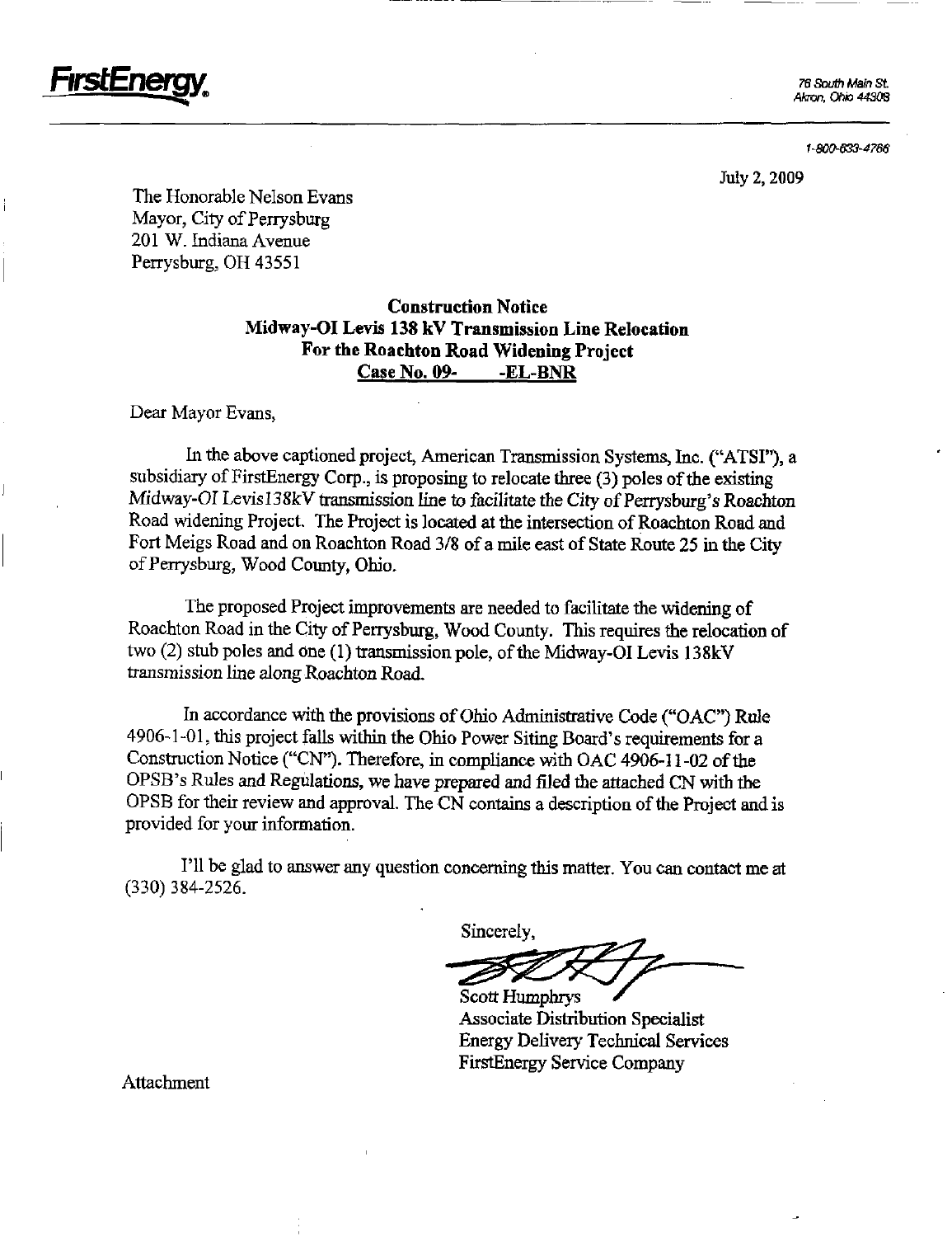**FirstEnergy.**

76 South Main St.
Akron, Ohio 44308

1-800-633-4766

July 2, 2009

The Honorable Nelson Evans
Mayor, City of Perrysburg
201 W. Indiana Avenue
Perrysburg, OH 43551

**Construction Notice**
**Midway-OI Levis 138 kV Transmission Line Relocation**
**For the Roachton Road Widening Project**
**Case No. 09- -EL-BNR**

Dear Mayor Evans,

In the above captioned project, American Transmission Systems, Inc. ("ATSI"), a subsidiary of FirstEnergy Corp., is proposing to relocate three (3) poles of the existing Midway-OI Levis138kV transmission line to facilitate the City of Perrysburg's Roachton Road widening Project. The Project is located at the intersection of Roachton Road and Fort Meigs Road and on Roachton Road 3/8 of a mile east of State Route 25 in the City of Perrysburg, Wood County, Ohio.

The proposed Project improvements are needed to facilitate the widening of Roachton Road in the City of Perrysburg, Wood County. This requires the relocation of two (2) stub poles and one (1) transmission pole, of the Midway-OI Levis 138kV transmission line along Roachton Road.

In accordance with the provisions of Ohio Administrative Code ("OAC") Rule 4906-1-01, this project falls within the Ohio Power Siting Board's requirements for a Construction Notice ("CN"). Therefore, in compliance with OAC 4906-11-02 of the OPSB's Rules and Regulations, we have prepared and filed the attached CN with the OPSB for their review and approval. The CN contains a description of the Project and is provided for your information.

I'll be glad to answer any question concerning this matter. You can contact me at (330) 384-2526.

Sincerely,

Scott Humphrys
Associate Distribution Specialist
Energy Delivery Technical Services
FirstEnergy Service Company

Attachment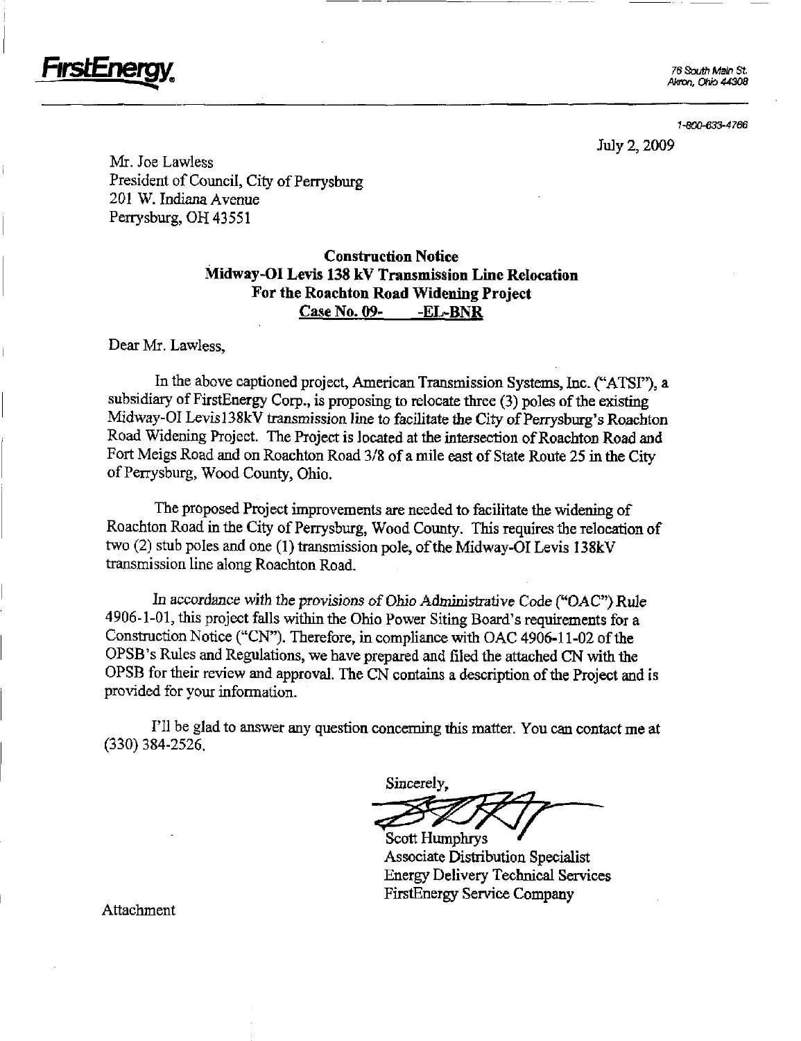**FirstEnergy**

76 South Main St.
Akron, Ohio 44308

1-800-633-4766

July 2, 2009

Mr. Joe Lawless
President of Council, City of Perrysburg
201 W. Indiana Avenue
Perrysburg, OH 43551

**Construction Notice**
**Midway-OI Levis 138 kV Transmission Line Relocation**
**For the Roachton Road Widening Project**
**Case No. 09- -EL-BNR**

Dear Mr. Lawless,

In the above captioned project, American Transmission Systems, Inc. ("ATSI"), a subsidiary of FirstEnergy Corp., is proposing to relocate three (3) poles of the existing Midway-OI Levis138kV transmission line to facilitate the City of Perrysburg's Roachton Road Widening Project. The Project is located at the intersection of Roachton Road and Fort Meigs Road and on Roachton Road 3/8 of a mile east of State Route 25 in the City of Perrysburg, Wood County, Ohio.

The proposed Project improvements are needed to facilitate the widening of Roachton Road in the City of Perrysburg, Wood County. This requires the relocation of two (2) stub poles and one (1) transmission pole, of the Midway-OI Levis 138kV transmission line along Roachton Road.

In accordance with the provisions of Ohio Administrative Code ("OAC") Rule 4906-1-01, this project falls within the Ohio Power Siting Board's requirements for a Construction Notice ("CN"). Therefore, in compliance with OAC 4906-11-02 of the OPSB's Rules and Regulations, we have prepared and filed the attached CN with the OPSB for their review and approval. The CN contains a description of the Project and is provided for your information.

I'll be glad to answer any question concerning this matter. You can contact me at (330) 384-2526.

Sincerely,

Scott Humphrys
Associate Distribution Specialist
Energy Delivery Technical Services
FirstEnergy Service Company

Attachment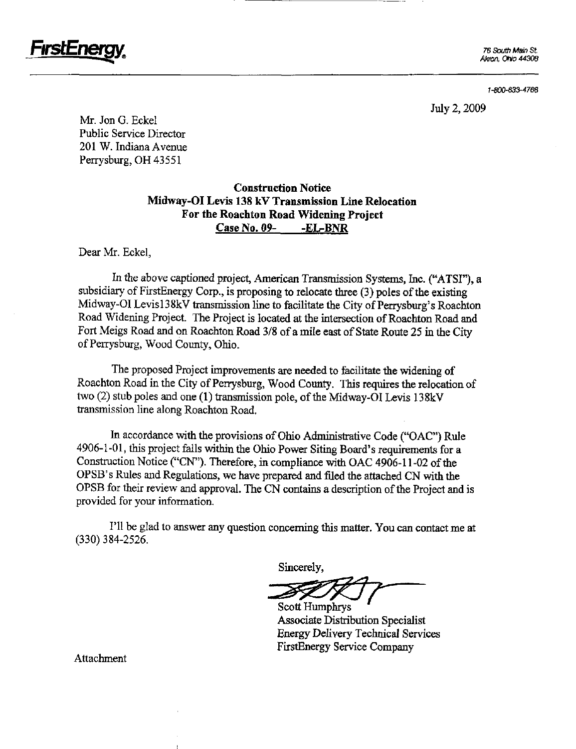**FirstEnergy.**

76 South Main St.
Akron, Ohio 44308

1-800-633-4766

July 2, 2009

Mr. Jon G. Eckel
Public Service Director
201 W. Indiana Avenue
Perrysburg, OH 43551

**Construction Notice**
**Midway-OI Levis 138 kV Transmission Line Relocation**
**For the Roachton Road Widening Project**
**Case No. 09- -EL-BNR**

Dear Mr. Eckel,

In the above captioned project, American Transmission Systems, Inc. ("ATSI"), a subsidiary of FirstEnergy Corp., is proposing to relocate three (3) poles of the existing Midway-OI Levis138kV transmission line to facilitate the City of Perrysburg's Roachton Road Widening Project. The Project is located at the intersection of Roachton Road and Fort Meigs Road and on Roachton Road 3/8 of a mile east of State Route 25 in the City of Perrysburg, Wood County, Ohio.

The proposed Project improvements are needed to facilitate the widening of Roachton Road in the City of Perrysburg, Wood County. This requires the relocation of two (2) stub poles and one (1) transmission pole, of the Midway-OI Levis 138kV transmission line along Roachton Road.

In accordance with the provisions of Ohio Administrative Code ("OAC") Rule 4906-1-01, this project falls within the Ohio Power Siting Board's requirements for a Construction Notice ("CN"). Therefore, in compliance with OAC 4906-11-02 of the OPSB's Rules and Regulations, we have prepared and filed the attached CN with the OPSB for their review and approval. The CN contains a description of the Project and is provided for your information.

I'll be glad to answer any question concerning this matter. You can contact me at (330) 384-2526.

Sincerely,

Scott Humphrys
Associate Distribution Specialist
Energy Delivery Technical Services
FirstEnergy Service Company

Attachment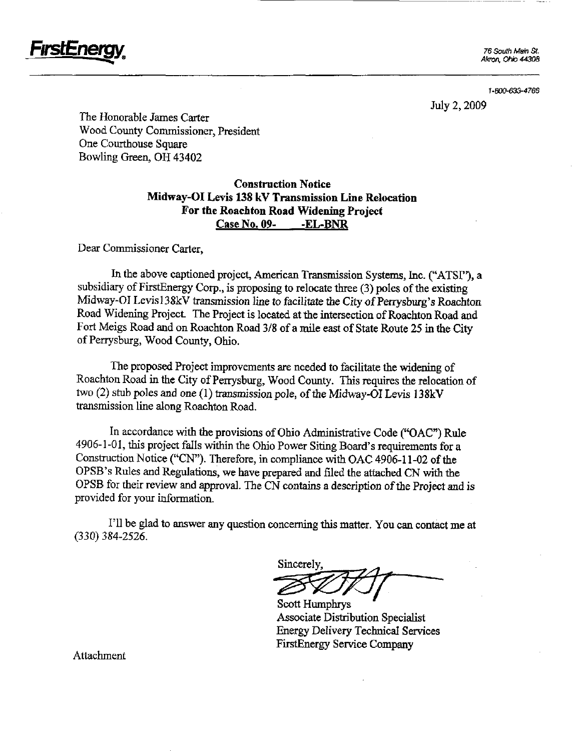**FirstEnergy**

76 South Main St.
Akron, Ohio 44308

1-800-633-4766

July 2, 2009

The Honorable James Carter
Wood County Commissioner, President
One Courthouse Square
Bowling Green, OH 43402

**Construction Notice**
**Midway-OI Levis 138 kV Transmission Line Relocation**
**For the Roachton Road Widening Project**
**Case No. 09- -EL-BNR**

Dear Commissioner Carter,

In the above captioned project, American Transmission Systems, Inc. ("ATSI"), a subsidiary of FirstEnergy Corp., is proposing to relocate three (3) poles of the existing Midway-OI Levis138kV transmission line to facilitate the City of Perrysburg's Roachton Road Widening Project. The Project is located at the intersection of Roachton Road and Fort Meigs Road and on Roachton Road 3/8 of a mile east of State Route 25 in the City of Perrysburg, Wood County, Ohio.

The proposed Project improvements are needed to facilitate the widening of Roachton Road in the City of Perrysburg, Wood County. This requires the relocation of two (2) stub poles and one (1) transmission pole, of the Midway-OI Levis 138kV transmission line along Roachton Road.

In accordance with the provisions of Ohio Administrative Code ("OAC") Rule 4906-1-01, this project falls within the Ohio Power Siting Board's requirements for a Construction Notice ("CN"). Therefore, in compliance with OAC 4906-11-02 of the OPSB's Rules and Regulations, we have prepared and filed the attached CN with the OPSB for their review and approval. The CN contains a description of the Project and is provided for your information.

I'll be glad to answer any question concerning this matter. You can contact me at (330) 384-2526.

Sincerely,

Scott Humphrys
Associate Distribution Specialist
Energy Delivery Technical Services
FirstEnergy Service Company

Attachment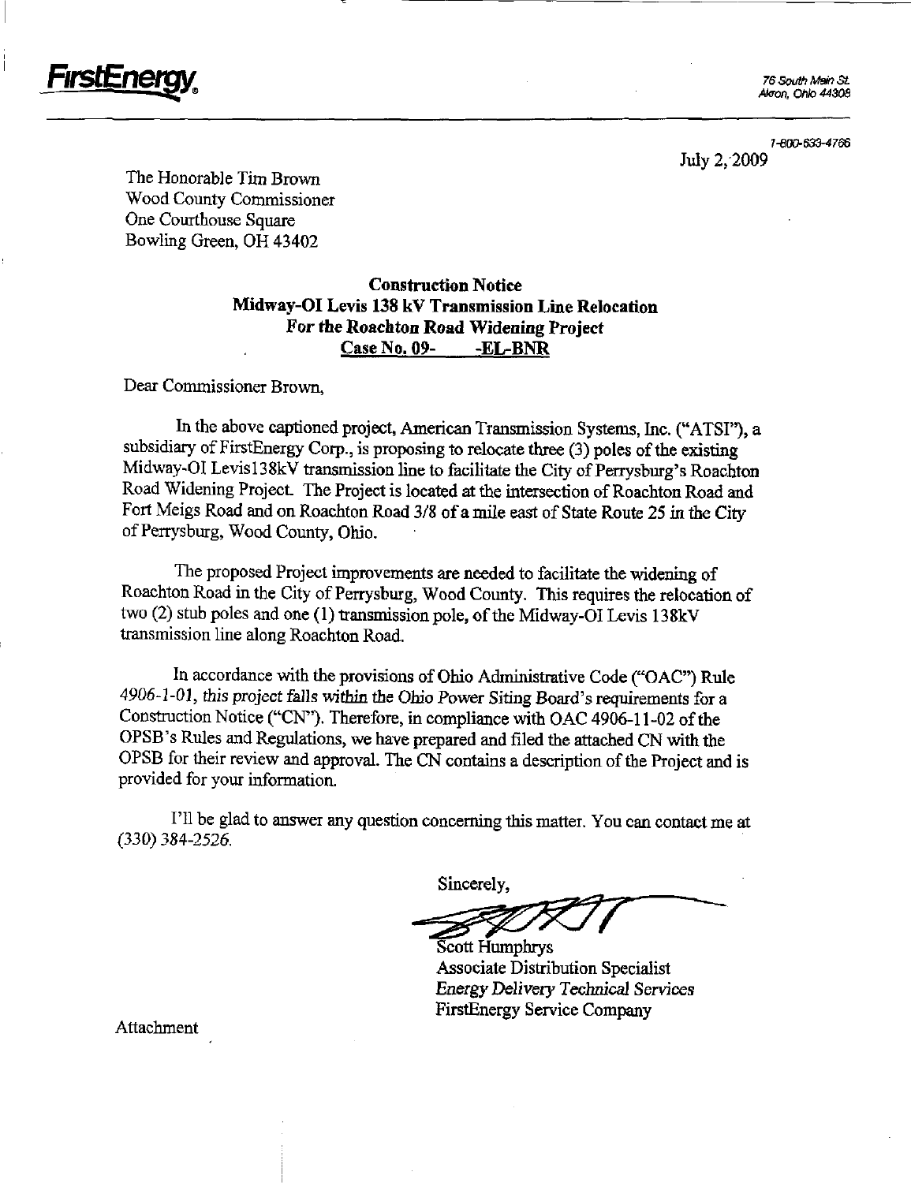**FirstEnergy**

76 South Main St.
Akron, Ohio 44308

1-800-633-4766

July 2, 2009

The Honorable Tim Brown
Wood County Commissioner
One Courthouse Square
Bowling Green, OH 43402

**Construction Notice**
**Midway-OI Levis 138 kV Transmission Line Relocation**
**For the Roachton Road Widening Project**
**Case No. 09-     -EL-BNR**

Dear Commissioner Brown,

In the above captioned project, American Transmission Systems, Inc. ("ATSI"), a subsidiary of FirstEnergy Corp., is proposing to relocate three (3) poles of the existing Midway-OI Levis138kV transmission line to facilitate the City of Perrysburg's Roachton Road Widening Project. The Project is located at the intersection of Roachton Road and Fort Meigs Road and on Roachton Road 3/8 of a mile east of State Route 25 in the City of Perrysburg, Wood County, Ohio.

The proposed Project improvements are needed to facilitate the widening of Roachton Road in the City of Perrysburg, Wood County. This requires the relocation of two (2) stub poles and one (1) transmission pole, of the Midway-OI Levis 138kV transmission line along Roachton Road.

In accordance with the provisions of Ohio Administrative Code ("OAC") Rule 4906-1-01, this project falls within the Ohio Power Siting Board's requirements for a Construction Notice ("CN"). Therefore, in compliance with OAC 4906-11-02 of the OPSB's Rules and Regulations, we have prepared and filed the attached CN with the OPSB for their review and approval. The CN contains a description of the Project and is provided for your information.

I'll be glad to answer any question concerning this matter. You can contact me at (330) 384-2526.

Sincerely,

Scott Humphrys
Associate Distribution Specialist
*Energy Delivery Technical Services*
FirstEnergy Service Company

Attachment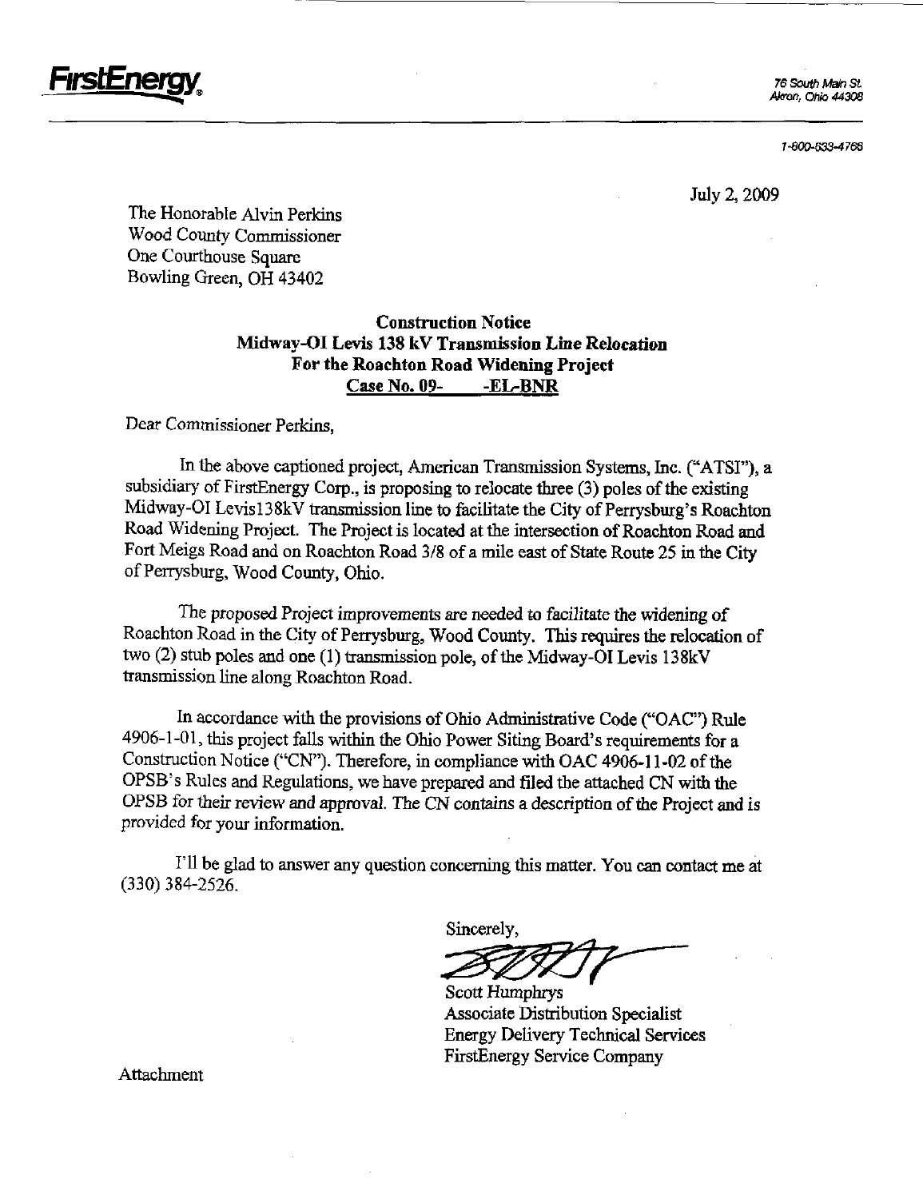**FirstEnergy**

76 South Main St.
Akron, Ohio 44308

1-800-633-4766

July 2, 2009

The Honorable Alvin Perkins
Wood County Commissioner
One Courthouse Square
Bowling Green, OH 43402

**Construction Notice**
**Midway-OI Levis 138 kV Transmission Line Relocation**
**For the Roachton Road Widening Project**
**Case No. 09- -EL-BNR**

Dear Commissioner Perkins,

In the above captioned project, American Transmission Systems, Inc. ("ATSI"), a subsidiary of FirstEnergy Corp., is proposing to relocate three (3) poles of the existing Midway-OI Levis138kV transmission line to facilitate the City of Perrysburg's Roachton Road Widening Project. The Project is located at the intersection of Roachton Road and Fort Meigs Road and on Roachton Road 3/8 of a mile east of State Route 25 in the City of Perrysburg, Wood County, Ohio.

The proposed Project improvements are needed to facilitate the widening of Roachton Road in the City of Perrysburg, Wood County. This requires the relocation of two (2) stub poles and one (1) transmission pole, of the Midway-OI Levis 138kV transmission line along Roachton Road.

In accordance with the provisions of Ohio Administrative Code ("OAC") Rule 4906-1-01, this project falls within the Ohio Power Siting Board's requirements for a Construction Notice ("CN"). Therefore, in compliance with OAC 4906-11-02 of the OPSB's Rules and Regulations, we have prepared and filed the attached CN with the OPSB for their review and approval. The CN contains a description of the Project and is provided for your information.

I'll be glad to answer any question concerning this matter. You can contact me at (330) 384-2526.

Sincerely,

Scott Humphrys
Associate Distribution Specialist
Energy Delivery Technical Services
FirstEnergy Service Company

Attachment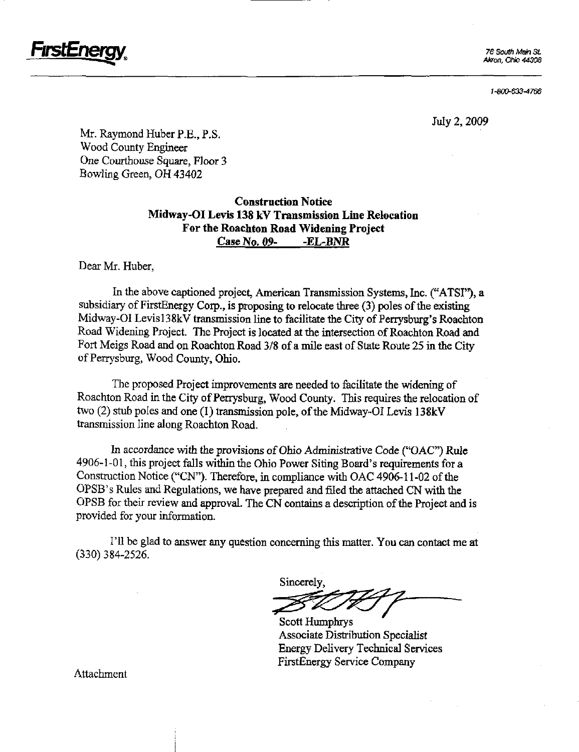**FirstEnergy**

76 South Main St.
Akron, Ohio 44308

1-800-633-4766

July 2, 2009

Mr. Raymond Huber P.E., P.S.
Wood County Engineer
One Courthouse Square, Floor 3
Bowling Green, OH 43402

**Construction Notice**
**Midway-OI Levis 138 kV Transmission Line Relocation**
**For the Roachton Road Widening Project**
**Case No. 09- -EL-BNR**

Dear Mr. Huber,

In the above captioned project, American Transmission Systems, Inc. ("ATSI"), a subsidiary of FirstEnergy Corp., is proposing to relocate three (3) poles of the existing Midway-OI Levis138kV transmission line to facilitate the City of Perrysburg's Roachton Road Widening Project. The Project is located at the intersection of Roachton Road and Fort Meigs Road and on Roachton Road 3/8 of a mile east of State Route 25 in the City of Perrysburg, Wood County, Ohio.

The proposed Project improvements are needed to facilitate the widening of Roachton Road in the City of Perrysburg, Wood County. This requires the relocation of two (2) stub poles and one (1) transmission pole, of the Midway-OI Levis 138kV transmission line along Roachton Road.

In accordance with the provisions of Ohio Administrative Code ("OAC") Rule 4906-1-01, this project falls within the Ohio Power Siting Board's requirements for a Construction Notice ("CN"). Therefore, in compliance with OAC 4906-11-02 of the OPSB's Rules and Regulations, we have prepared and filed the attached CN with the OPSB for their review and approval. The CN contains a description of the Project and is provided for your information.

I'll be glad to answer any question concerning this matter. You can contact me at (330) 384-2526.

Sincerely,

Scott Humphrys
Associate Distribution Specialist
Energy Delivery Technical Services
FirstEnergy Service Company

Attachment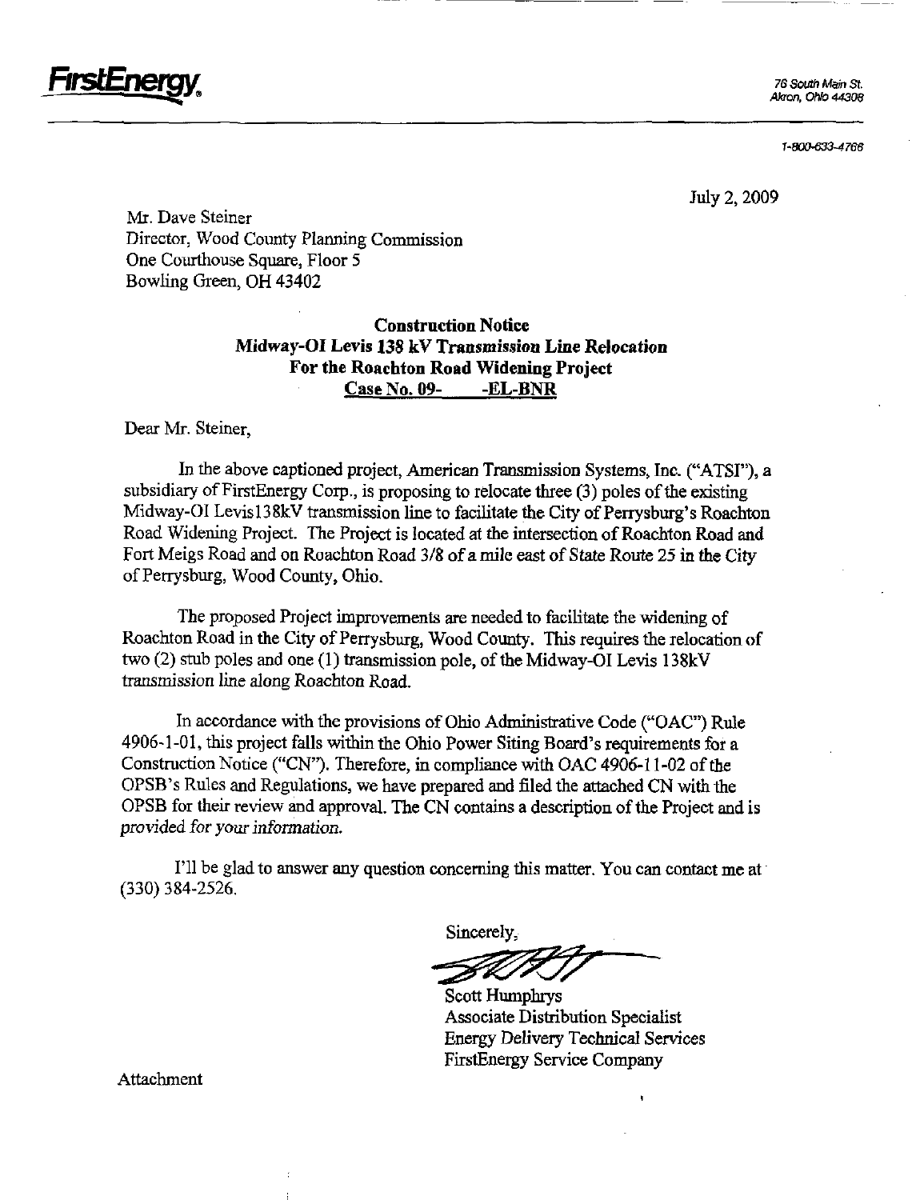**FirstEnergy**

76 South Main St.
Akron, Ohio 44308

1-800-633-4766

July 2, 2009

Mr. Dave Steiner
Director, Wood County Planning Commission
One Courthouse Square, Floor 5
Bowling Green, OH 43402

**Construction Notice**
***Midway-OI Levis 138 kV Transmission Line Relocation***
**For the Roachton Road Widening Project**
**Case No. 09- -EL-BNR**

Dear Mr. Steiner,

In the above captioned project, American Transmission Systems, Inc. ("ATSI"), a subsidiary of FirstEnergy Corp., is proposing to relocate three (3) poles of the existing Midway-OI Levis138kV transmission line to facilitate the City of Perrysburg's Roachton Road Widening Project. The Project is located at the intersection of Roachton Road and Fort Meigs Road and on Roachton Road 3/8 of a mile east of State Route 25 in the City of Perrysburg, Wood County, Ohio.

The proposed Project improvements are needed to facilitate the widening of Roachton Road in the City of Perrysburg, Wood County. This requires the relocation of two (2) stub poles and one (1) transmission pole, of the Midway-OI Levis 138kV transmission line along Roachton Road.

In accordance with the provisions of Ohio Administrative Code ("OAC") Rule 4906-1-01, this project falls within the Ohio Power Siting Board's requirements for a Construction Notice ("CN"). Therefore, in compliance with OAC 4906-11-02 of the OPSB's Rules and Regulations, we have prepared and filed the attached CN with the OPSB for their review and approval. The CN contains a description of the Project and is *provided for your information.*

I'll be glad to answer any question concerning this matter. You can contact me at (330) 384-2526.

Sincerely,

Scott Humphrys
Associate Distribution Specialist
Energy Delivery Technical Services
FirstEnergy Service Company

Attachment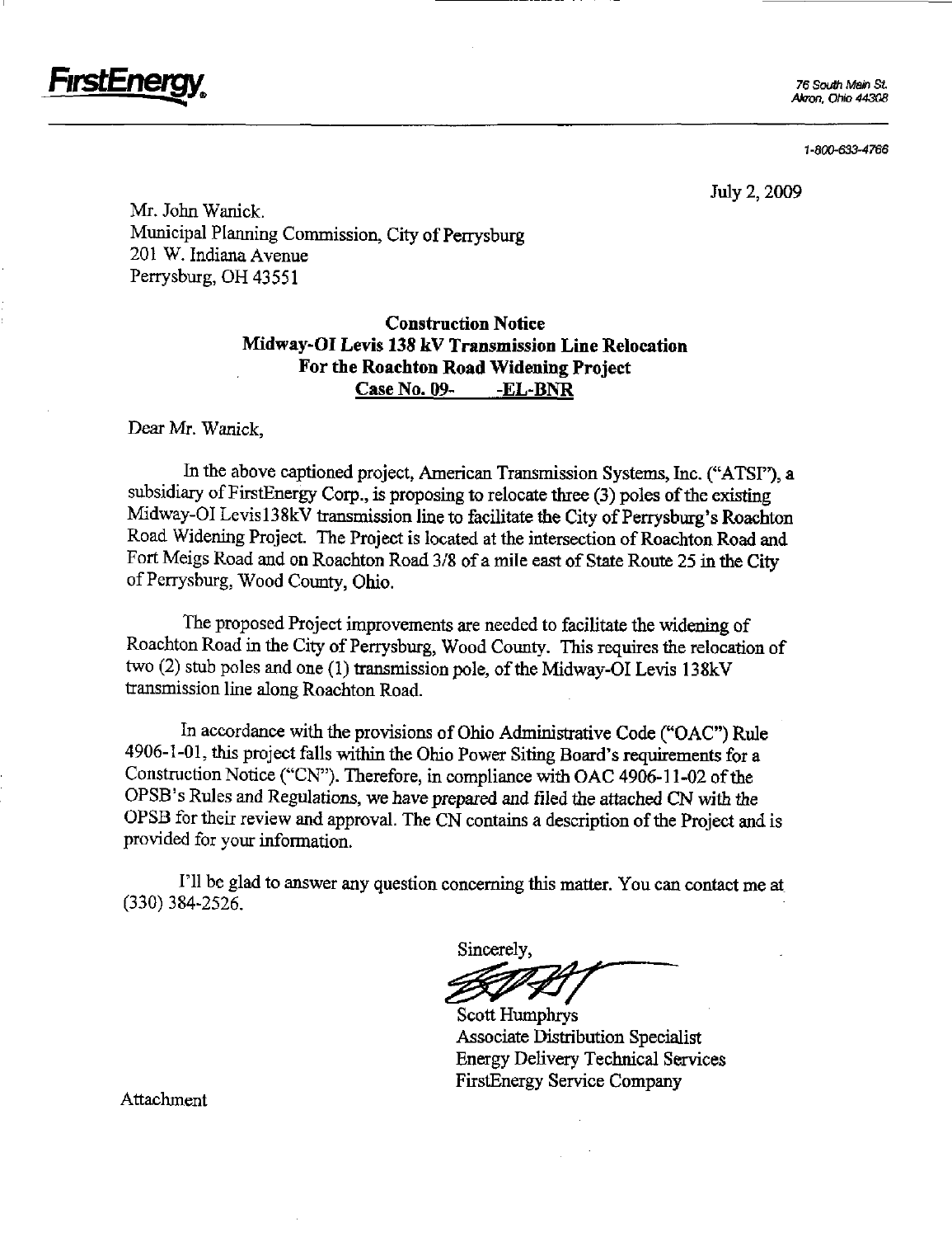**FirstEnergy**

76 South Main St.
Akron, Ohio 44308

1-800-633-4766

July 2, 2009

Mr. John Wanick.
Municipal Planning Commission, City of Perrysburg
201 W. Indiana Avenue
Perrysburg, OH 43551

**Construction Notice**
**Midway-OI Levis 138 kV Transmission Line Relocation**
**For the Roachton Road Widening Project**
**Case No. 09- -EL-BNR**

Dear Mr. Wanick,

In the above captioned project, American Transmission Systems, Inc. ("ATSI"), a subsidiary of FirstEnergy Corp., is proposing to relocate three (3) poles of the existing Midway-OI Levis138kV transmission line to facilitate the City of Perrysburg's Roachton Road Widening Project. The Project is located at the intersection of Roachton Road and Fort Meigs Road and on Roachton Road 3/8 of a mile east of State Route 25 in the City of Perrysburg, Wood County, Ohio.

The proposed Project improvements are needed to facilitate the widening of Roachton Road in the City of Perrysburg, Wood County. This requires the relocation of two (2) stub poles and one (1) transmission pole, of the Midway-OI Levis 138kV transmission line along Roachton Road.

In accordance with the provisions of Ohio Administrative Code ("OAC") Rule 4906-1-01, this project falls within the Ohio Power Siting Board's requirements for a Construction Notice ("CN"). Therefore, in compliance with OAC 4906-11-02 of the OPSB's Rules and Regulations, we have prepared and filed the attached CN with the OPSB for their review and approval. The CN contains a description of the Project and is provided for your information.

I'll be glad to answer any question concerning this matter. You can contact me at (330) 384-2526.

Sincerely,

Scott Humphrys
Associate Distribution Specialist
Energy Delivery Technical Services
FirstEnergy Service Company

Attachment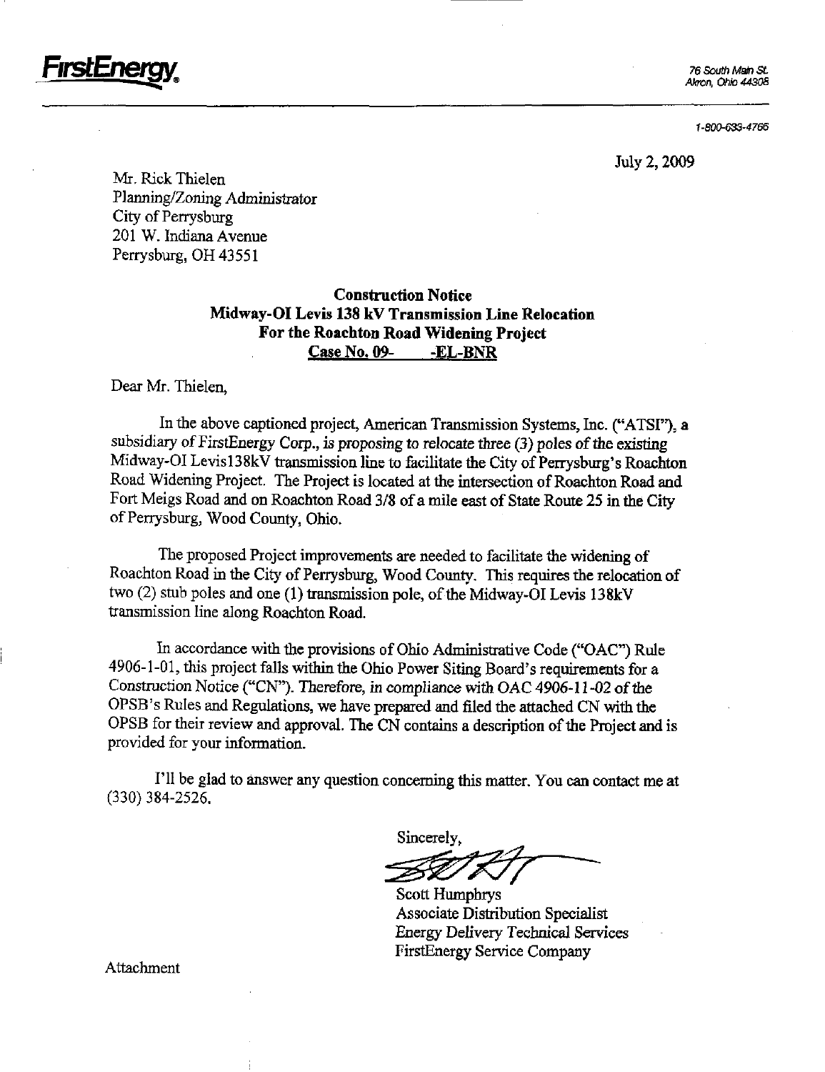**FirstEnergy**

76 South Main St.
Akron, Ohio 44308

1-800-633-4766

July 2, 2009

Mr. Rick Thielen
Planning/Zoning Administrator
City of Perrysburg
201 W. Indiana Avenue
Perrysburg, OH 43551

**Construction Notice**
**Midway-OI Levis 138 kV Transmission Line Relocation**
**For the Roachton Road Widening Project**
**Case No. 09- -EL-BNR**

Dear Mr. Thielen,

In the above captioned project, American Transmission Systems, Inc. ("ATSI"), a subsidiary of FirstEnergy Corp., is proposing to relocate three (3) poles of the existing Midway-OI Levis138kV transmission line to facilitate the City of Perrysburg's Roachton Road Widening Project. The Project is located at the intersection of Roachton Road and Fort Meigs Road and on Roachton Road 3/8 of a mile east of State Route 25 in the City of Perrysburg, Wood County, Ohio.

The proposed Project improvements are needed to facilitate the widening of Roachton Road in the City of Perrysburg, Wood County. This requires the relocation of two (2) stub poles and one (1) transmission pole, of the Midway-OI Levis 138kV transmission line along Roachton Road.

In accordance with the provisions of Ohio Administrative Code ("OAC") Rule 4906-1-01, this project falls within the Ohio Power Siting Board's requirements for a Construction Notice ("CN"). Therefore, in compliance with OAC 4906-11-02 of the OPSB's Rules and Regulations, we have prepared and filed the attached CN with the OPSB for their review and approval. The CN contains a description of the Project and is provided for your information.

I'll be glad to answer any question concerning this matter. You can contact me at (330) 384-2526.

Sincerely,

Scott Humphrys
Associate Distribution Specialist
Energy Delivery Technical Services
FirstEnergy Service Company

Attachment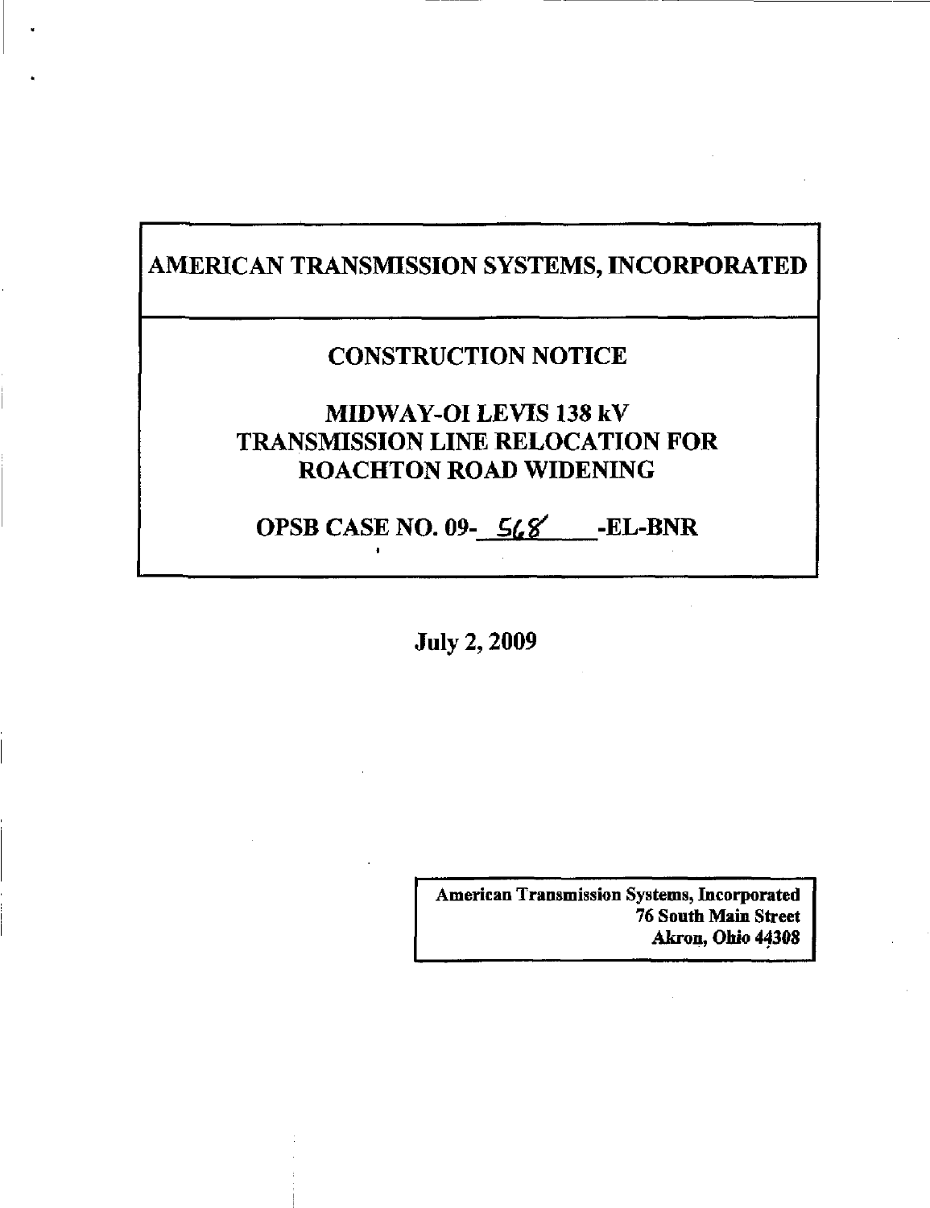# AMERICAN TRANSMISSION SYSTEMS, INCORPORATED

## CONSTRUCTION NOTICE

## MIDWAY-OI LEVIS 138 kV TRANSMISSION LINE RELOCATION FOR ROACHTON ROAD WIDENING

## OPSB CASE NO. 09- 568 -EL-BNR

**July 2, 2009**

**American Transmission Systems, Incorporated**
**76 South Main Street**
**Akron, Ohio 44308**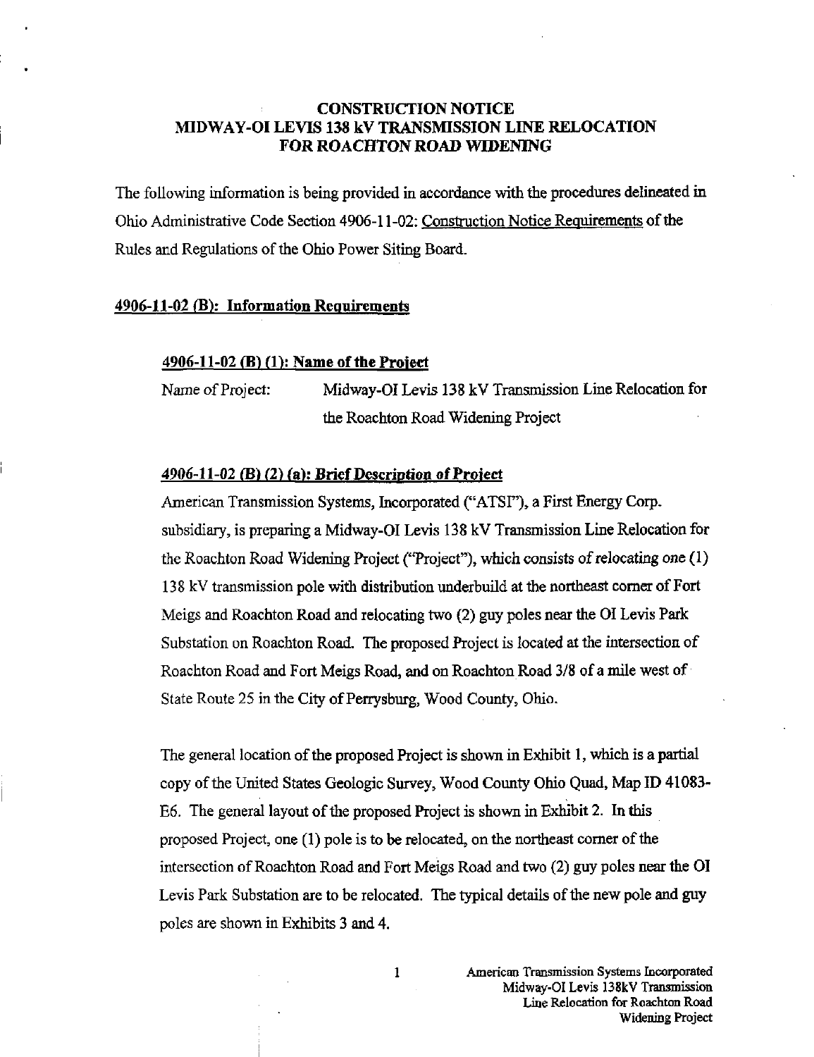# CONSTRUCTION NOTICE
# MIDWAY-OI LEVIS 138 kV TRANSMISSION LINE RELOCATION FOR ROACHTON ROAD WIDENING

The following information is being provided in accordance with the procedures delineated in Ohio Administrative Code Section 4906-11-02: Construction Notice Requirements of the Rules and Regulations of the Ohio Power Siting Board.

## 4906-11-02 (B): Information Requirements

### 4906-11-02 (B) (1): Name of the Project

Name of Project: Midway-OI Levis 138 kV Transmission Line Relocation for the Roachton Road Widening Project

### 4906-11-02 (B) (2) (a): Brief Description of Project

American Transmission Systems, Incorporated ("ATSI"), a First Energy Corp. subsidiary, is preparing a Midway-OI Levis 138 kV Transmission Line Relocation for the Roachton Road Widening Project ("Project"), which consists of relocating one (1) 138 kV transmission pole with distribution underbuild at the northeast corner of Fort Meigs and Roachton Road and relocating two (2) guy poles near the OI Levis Park Substation on Roachton Road. The proposed Project is located at the intersection of Roachton Road and Fort Meigs Road, and on Roachton Road 3/8 of a mile west of State Route 25 in the City of Perrysburg, Wood County, Ohio.

The general location of the proposed Project is shown in Exhibit 1, which is a partial copy of the United States Geologic Survey, Wood County Ohio Quad, Map ID 41083-E6. The general layout of the proposed Project is shown in Exhibit 2. In this proposed Project, one (1) pole is to be relocated, on the northeast corner of the intersection of Roachton Road and Fort Meigs Road and two (2) guy poles near the OI Levis Park Substation are to be relocated. The typical details of the new pole and guy poles are shown in Exhibits 3 and 4.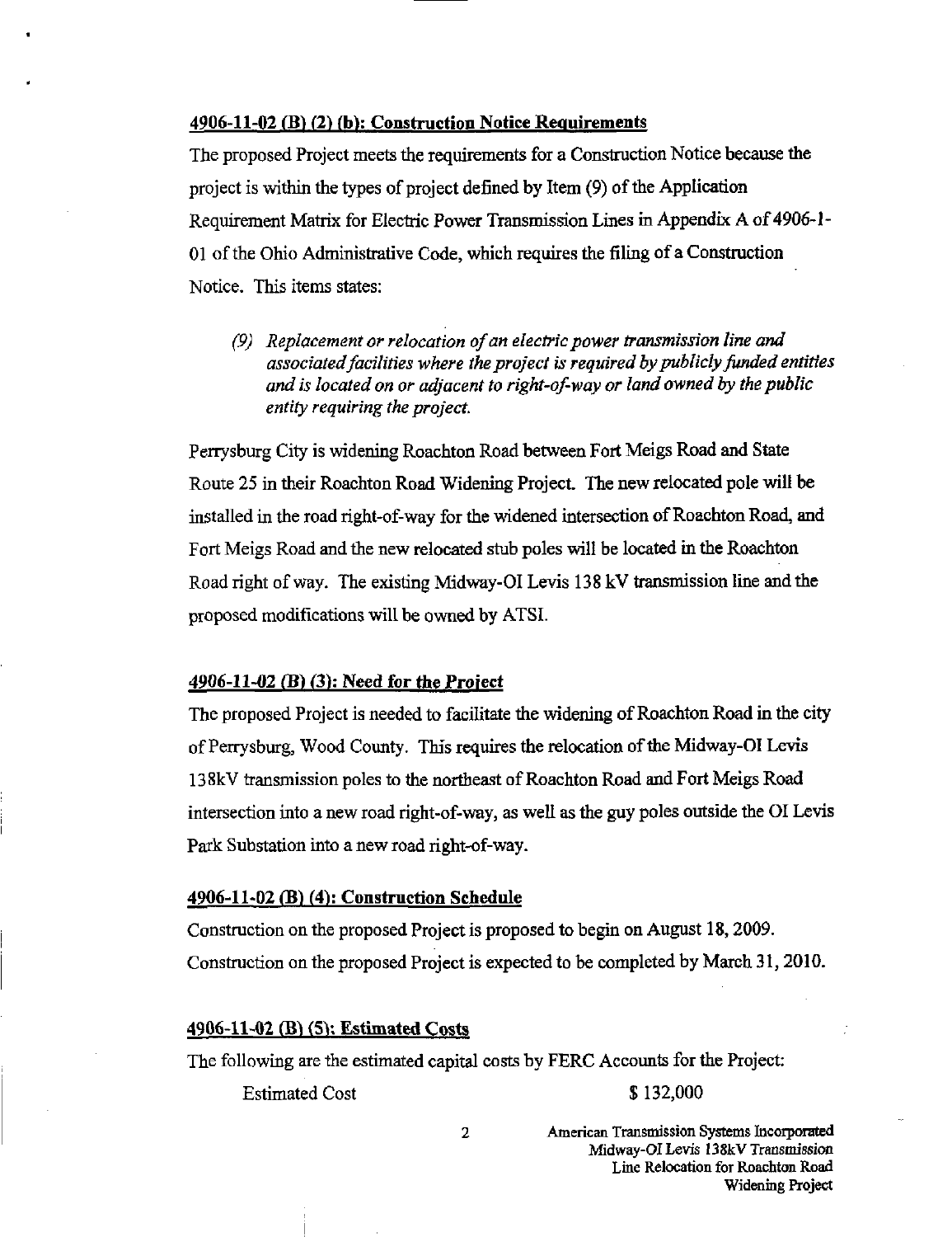**4906-11-02 (B) (2) (b): Construction Notice Requirements**

The proposed Project meets the requirements for a Construction Notice because the project is within the types of project defined by Item (9) of the Application Requirement Matrix for Electric Power Transmission Lines in Appendix A of 4906-1-01 of the Ohio Administrative Code, which requires the filing of a Construction Notice. This items states:

> *(9) Replacement or relocation of an electric power transmission line and associated facilities where the project is required by publicly funded entities and is located on or adjacent to right-of-way or land owned by the public entity requiring the project.*

Perrysburg City is widening Roachton Road between Fort Meigs Road and State Route 25 in their Roachton Road Widening Project. The new relocated pole will be installed in the road right-of-way for the widened intersection of Roachton Road, and Fort Meigs Road and the new relocated stub poles will be located in the Roachton Road right of way. The existing Midway-OI Levis 138 kV transmission line and the proposed modifications will be owned by ATSI.

**4906-11-02 (B) (3): Need for the Project**

The proposed Project is needed to facilitate the widening of Roachton Road in the city of Perrysburg, Wood County. This requires the relocation of the Midway-OI Levis 138kV transmission poles to the northeast of Roachton Road and Fort Meigs Road intersection into a new road right-of-way, as well as the guy poles outside the OI Levis Park Substation into a new road right-of-way.

**4906-11-02 (B) (4): Construction Schedule**

Construction on the proposed Project is proposed to begin on August 18, 2009. Construction on the proposed Project is expected to be completed by March 31, 2010.

**4906-11-02 (B) (5): Estimated Costs**

The following are the estimated capital costs by FERC Accounts for the Project:

| | |
|---|---|
| Estimated Cost | $ 132,000 |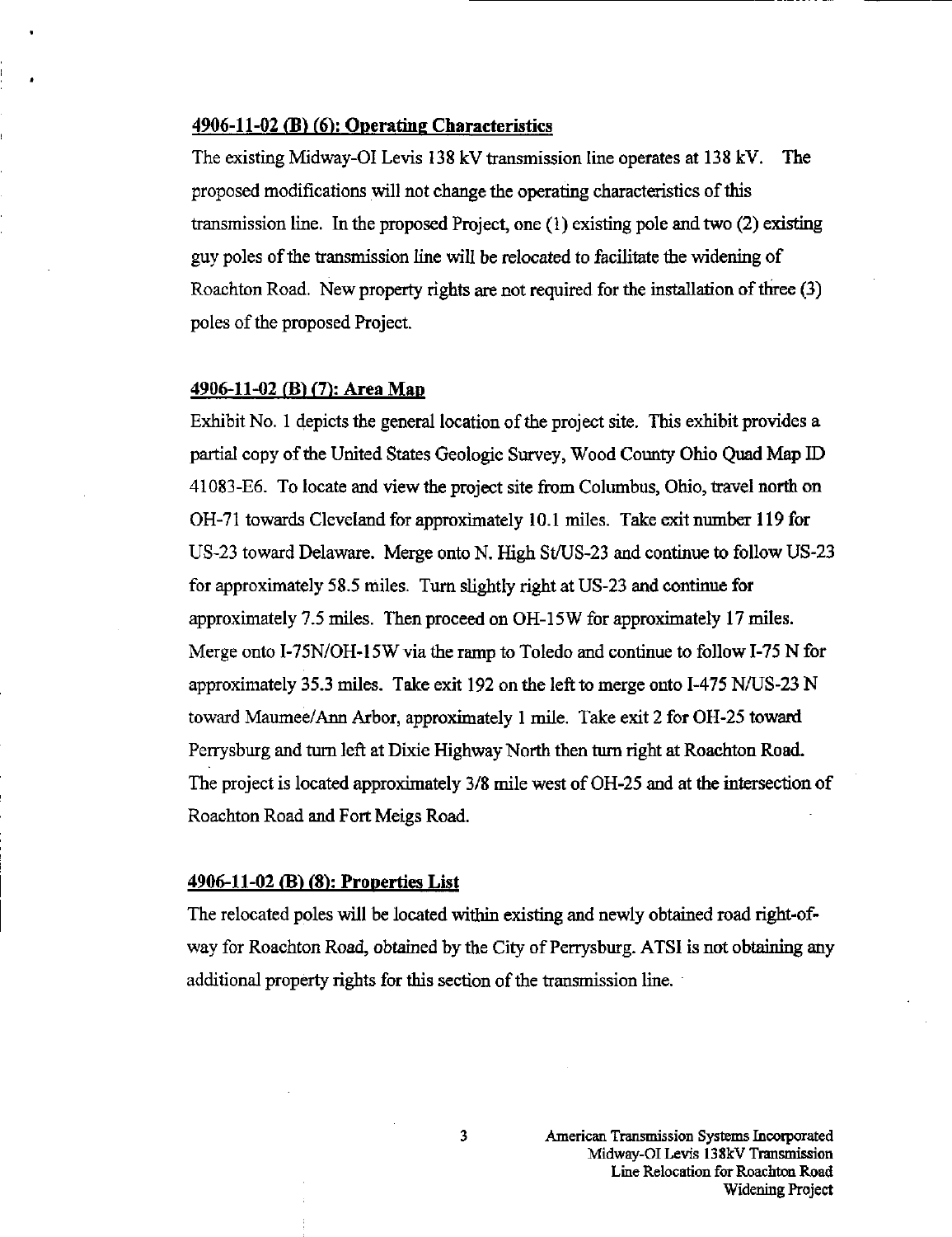**4906-11-02 (B) (6): Operating Characteristics**

The existing Midway-OI Levis 138 kV transmission line operates at 138 kV. The proposed modifications will not change the operating characteristics of this transmission line. In the proposed Project, one (1) existing pole and two (2) existing guy poles of the transmission line will be relocated to facilitate the widening of Roachton Road. New property rights are not required for the installation of three (3) poles of the proposed Project.

**4906-11-02 (B) (7): Area Map**

Exhibit No. 1 depicts the general location of the project site. This exhibit provides a partial copy of the United States Geologic Survey, Wood County Ohio Quad Map ID 41083-E6. To locate and view the project site from Columbus, Ohio, travel north on OH-71 towards Cleveland for approximately 10.1 miles. Take exit number 119 for US-23 toward Delaware. Merge onto N. High St/US-23 and continue to follow US-23 for approximately 58.5 miles. Turn slightly right at US-23 and continue for approximately 7.5 miles. Then proceed on OH-15W for approximately 17 miles. Merge onto I-75N/OH-15W via the ramp to Toledo and continue to follow I-75 N for approximately 35.3 miles. Take exit 192 on the left to merge onto I-475 N/US-23 N toward Maumee/Ann Arbor, approximately 1 mile. Take exit 2 for OH-25 toward Perrysburg and turn left at Dixie Highway North then turn right at Roachton Road. The project is located approximately 3/8 mile west of OH-25 and at the intersection of Roachton Road and Fort Meigs Road.

**4906-11-02 (B) (8): Properties List**

The relocated poles will be located within existing and newly obtained road right-of-way for Roachton Road, obtained by the City of Perrysburg. ATSI is not obtaining any additional property rights for this section of the transmission line.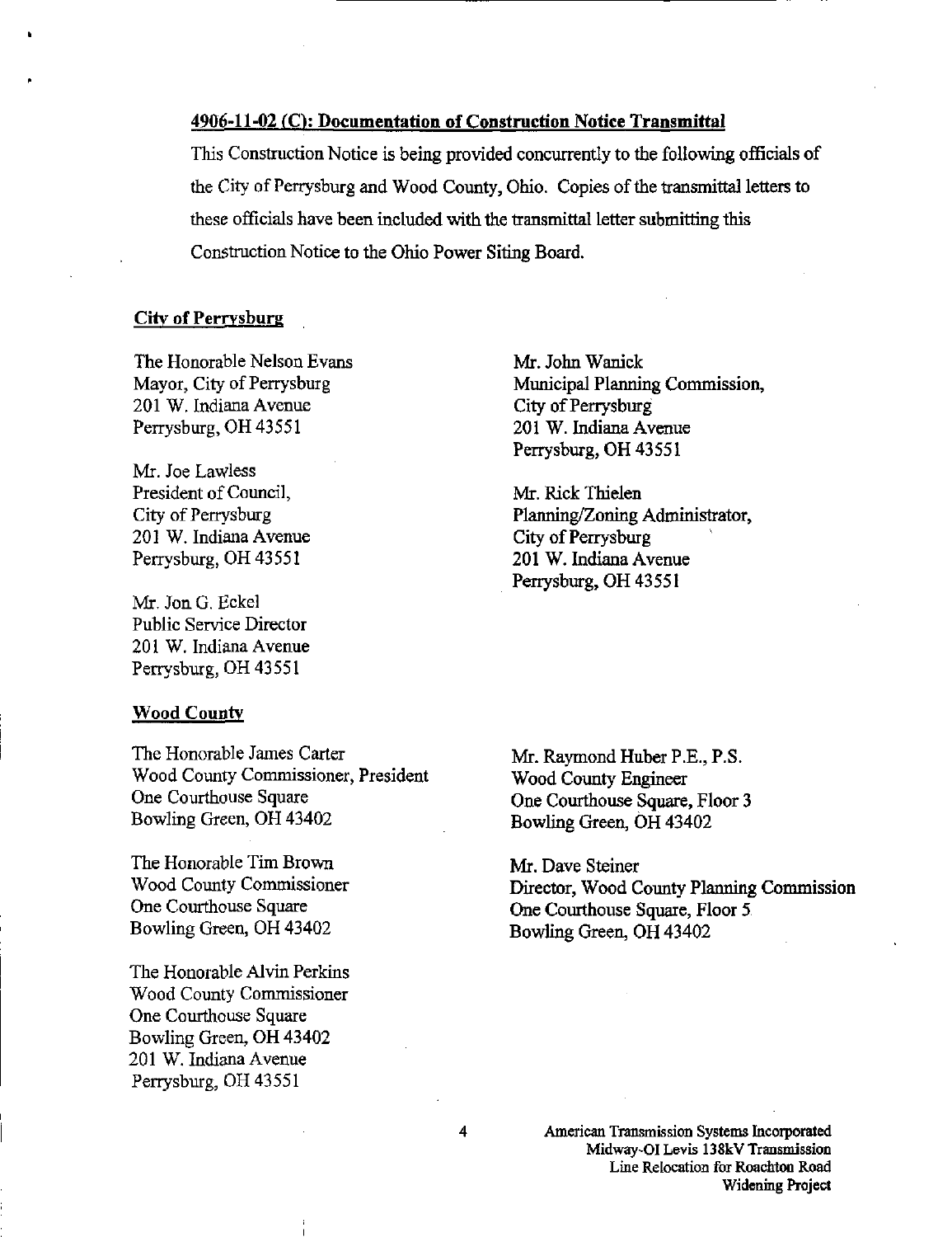**4906-11-02 (C): Documentation of Construction Notice Transmittal**

This Construction Notice is being provided concurrently to the following officials of the City of Perrysburg and Wood County, Ohio. Copies of the transmittal letters to these officials have been included with the transmittal letter submitting this Construction Notice to the Ohio Power Siting Board.

**City of Perrysburg**

The Honorable Nelson Evans
Mayor, City of Perrysburg
201 W. Indiana Avenue
Perrysburg, OH 43551

Mr. Joe Lawless
President of Council,
City of Perrysburg
201 W. Indiana Avenue
Perrysburg, OH 43551

Mr. Jon G. Eckel
Public Service Director
201 W. Indiana Avenue
Perrysburg, OH 43551

Mr. John Wanick
Municipal Planning Commission,
City of Perrysburg
201 W. Indiana Avenue
Perrysburg, OH 43551

Mr. Rick Thielen
Planning/Zoning Administrator,
City of Perrysburg
201 W. Indiana Avenue
Perrysburg, OH 43551

**Wood County**

The Honorable James Carter
Wood County Commissioner, President
One Courthouse Square
Bowling Green, OH 43402

The Honorable Tim Brown
Wood County Commissioner
One Courthouse Square
Bowling Green, OH 43402

The Honorable Alvin Perkins
Wood County Commissioner
One Courthouse Square
Bowling Green, OH 43402
201 W. Indiana Avenue
Perrysburg, OH 43551

Mr. Raymond Huber P.E., P.S.
Wood County Engineer
One Courthouse Square, Floor 3
Bowling Green, OH 43402

Mr. Dave Steiner
Director, Wood County Planning Commission
One Courthouse Square, Floor 5
Bowling Green, OH 43402